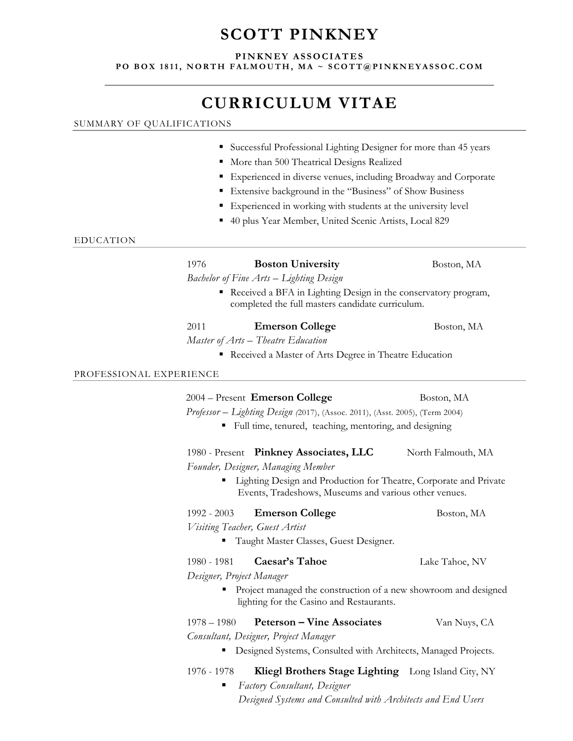# SCOTT PINKNEY

**PINKNEY ASSOCIATES**
**PO BOX 1811, NORTH FALMOUTH, MA ~ SCOTT@PINKNEYASSOC.COM**

---

# CURRICULUM VITAE

## SUMMARY OF QUALIFICATIONS

- Successful Professional Lighting Designer for more than 45 years
- More than 500 Theatrical Designs Realized
- Experienced in diverse venues, including Broadway and Corporate
- Extensive background in the "Business" of Show Business
- Experienced in working with students at the university level
- 40 plus Year Member, United Scenic Artists, Local 829

## EDUCATION

1976 **Boston University** Boston, MA
*Bachelor of Fine Arts – Lighting Design*
- Received a BFA in Lighting Design in the conservatory program, completed the full masters candidate curriculum.

2011 **Emerson College** Boston, MA
*Master of Arts – Theatre Education*
- Received a Master of Arts Degree in Theatre Education

## PROFESSIONAL EXPERIENCE

2004 – Present **Emerson College** Boston, MA
*Professor – Lighting Design* (2017), (Assoc. 2011), (Asst. 2005), (Term 2004)
- Full time, tenured, teaching, mentoring, and designing

1980 - Present **Pinkney Associates, LLC** North Falmouth, MA
*Founder, Designer, Managing Member*
- Lighting Design and Production for Theatre, Corporate and Private Events, Tradeshows, Museums and various other venues.

1992 - 2003 **Emerson College** Boston, MA
*Visiting Teacher, Guest Artist*
- Taught Master Classes, Guest Designer.

1980 - 1981 **Caesar's Tahoe** Lake Tahoe, NV
*Designer, Project Manager*
- Project managed the construction of a new showroom and designed lighting for the Casino and Restaurants.

1978 – 1980 **Peterson – Vine Associates** Van Nuys, CA
*Consultant, Designer, Project Manager*
- Designed Systems, Consulted with Architects, Managed Projects.

1976 - 1978 **Kliegl Brothers Stage Lighting** Long Island City, NY
- *Factory Consultant, Designer*
  *Designed Systems and Consulted with Architects and End Users*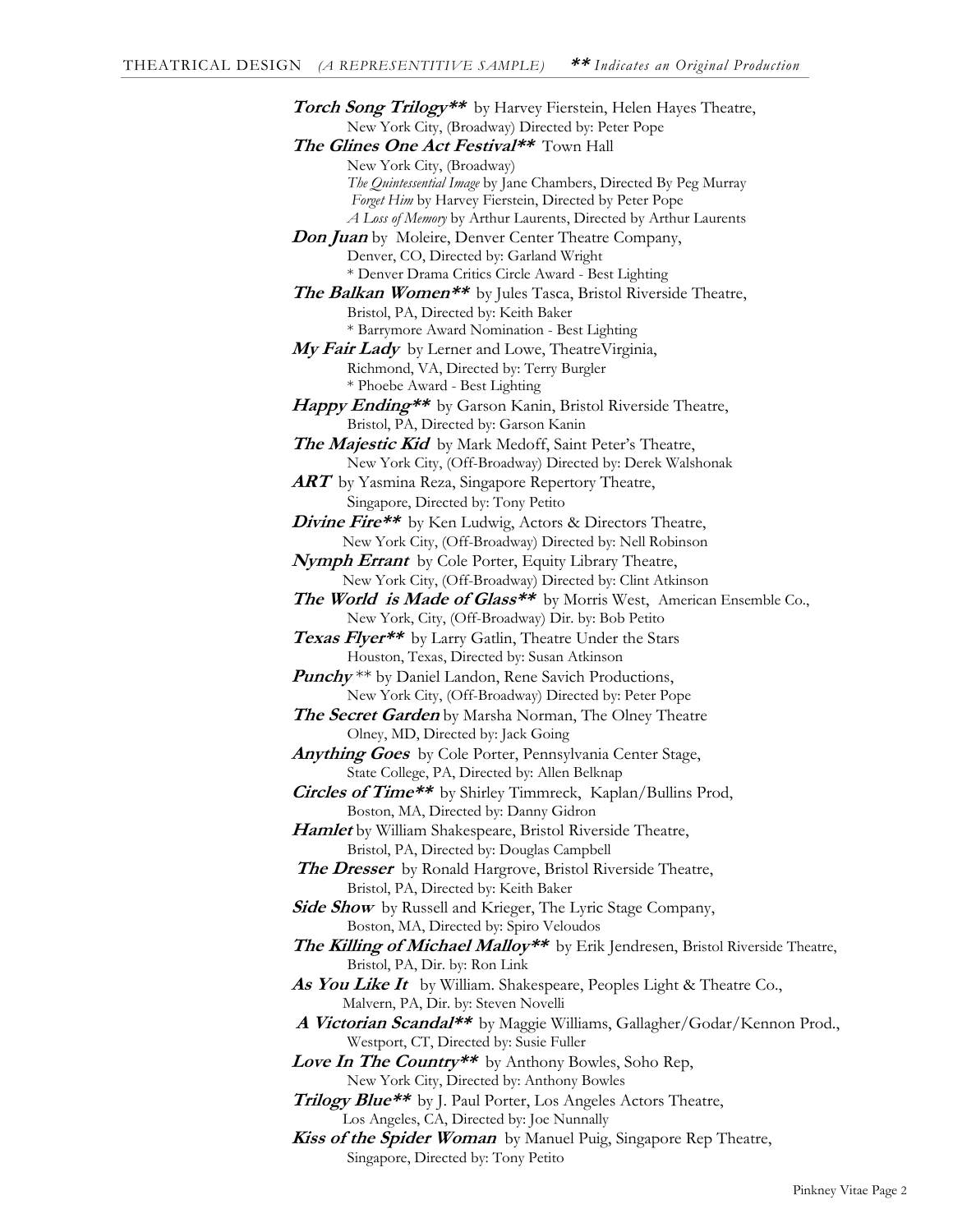## THEATRICAL DESIGN *(A REPRESENTITIVE SAMPLE)* ***\*\* Indicates an Original Production***

***Torch Song Trilogy\*\**** by Harvey Fierstein, Helen Hayes Theatre,
New York City, (Broadway) Directed by: Peter Pope

***The Glines One Act Festival\*\**** Town Hall
New York City, (Broadway)
*The Quintessential Image* by Jane Chambers, Directed By Peg Murray
*Forget Him* by Harvey Fierstein, Directed by Peter Pope
*A Loss of Memory* by Arthur Laurents, Directed by Arthur Laurents

***Don Juan*** by Moleire, Denver Center Theatre Company,
Denver, CO, Directed by: Garland Wright
\* Denver Drama Critics Circle Award - Best Lighting

***The Balkan Women\*\**** by Jules Tasca, Bristol Riverside Theatre,
Bristol, PA, Directed by: Keith Baker
\* Barrymore Award Nomination - Best Lighting

***My Fair Lady*** by Lerner and Lowe, TheatreVirginia,
Richmond, VA, Directed by: Terry Burgler
\* Phoebe Award - Best Lighting

***Happy Ending\*\**** by Garson Kanin, Bristol Riverside Theatre,
Bristol, PA, Directed by: Garson Kanin

***The Majestic Kid*** by Mark Medoff, Saint Peter's Theatre,
New York City, (Off-Broadway) Directed by: Derek Walshonak

***ART*** by Yasmina Reza, Singapore Repertory Theatre,
Singapore, Directed by: Tony Petito

***Divine Fire\*\**** by Ken Ludwig, Actors & Directors Theatre,
New York City, (Off-Broadway) Directed by: Nell Robinson

***Nymph Errant*** by Cole Porter, Equity Library Theatre,
New York City, (Off-Broadway) Directed by: Clint Atkinson

***The World is Made of Glass\*\**** by Morris West, American Ensemble Co.,
New York, City, (Off-Broadway) Dir. by: Bob Petito

***Texas Flyer\*\**** by Larry Gatlin, Theatre Under the Stars
Houston, Texas, Directed by: Susan Atkinson

***Punchy*** \*\* by Daniel Landon, Rene Savich Productions,
New York City, (Off-Broadway) Directed by: Peter Pope

***The Secret Garden*** by Marsha Norman, The Olney Theatre
Olney, MD, Directed by: Jack Going

***Anything Goes*** by Cole Porter, Pennsylvania Center Stage,
State College, PA, Directed by: Allen Belknap

***Circles of Time\*\**** by Shirley Timmreck, Kaplan/Bullins Prod,
Boston, MA, Directed by: Danny Gidron

***Hamlet*** by William Shakespeare, Bristol Riverside Theatre,
Bristol, PA, Directed by: Douglas Campbell

***The Dresser*** by Ronald Hargrove, Bristol Riverside Theatre,
Bristol, PA, Directed by: Keith Baker

***Side Show*** by Russell and Krieger, The Lyric Stage Company,
Boston, MA, Directed by: Spiro Veloudos

***The Killing of Michael Malloy\*\**** by Erik Jendresen, Bristol Riverside Theatre,
Bristol, PA, Dir. by: Ron Link

***As You Like It*** by William. Shakespeare, Peoples Light & Theatre Co.,
Malvern, PA, Dir. by: Steven Novelli

***A Victorian Scandal\*\**** by Maggie Williams, Gallagher/Godar/Kennon Prod.,
Westport, CT, Directed by: Susie Fuller

***Love In The Country\*\**** by Anthony Bowles, Soho Rep,
New York City, Directed by: Anthony Bowles

***Trilogy Blue\*\**** by J. Paul Porter, Los Angeles Actors Theatre,
Los Angeles, CA, Directed by: Joe Nunnally

***Kiss of the Spider Woman*** by Manuel Puig, Singapore Rep Theatre,
Singapore, Directed by: Tony Petito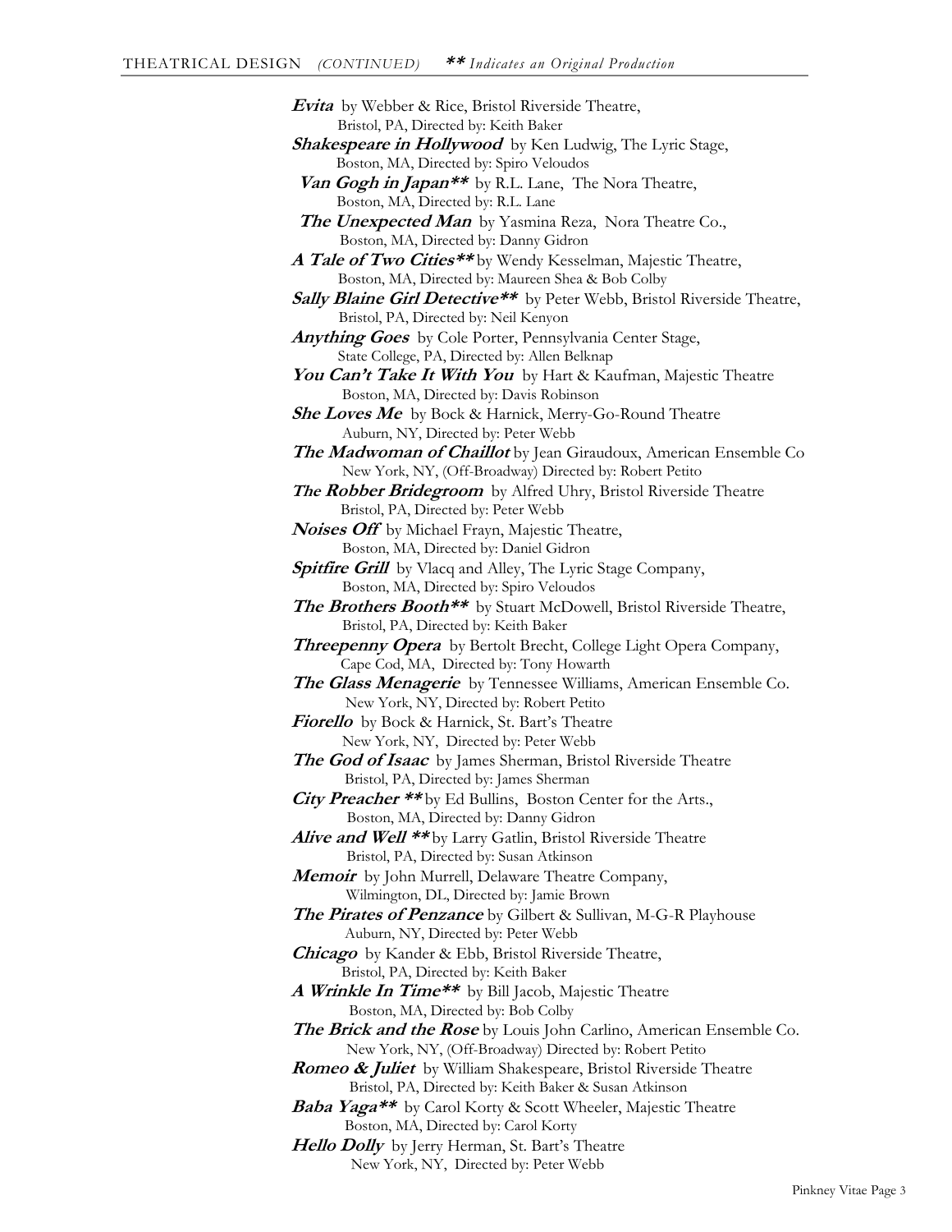## THEATRICAL DESIGN *(CONTINUED)* ***\*\* Indicates an Original Production***

***Evita*** by Webber & Rice, Bristol Riverside Theatre,
Bristol, PA, Directed by: Keith Baker

***Shakespeare in Hollywood*** by Ken Ludwig, The Lyric Stage,
Boston, MA, Directed by: Spiro Veloudos

***Van Gogh in Japan\*\**** by R.L. Lane, The Nora Theatre,
Boston, MA, Directed by: R.L. Lane

***The Unexpected Man*** by Yasmina Reza, Nora Theatre Co.,
Boston, MA, Directed by: Danny Gidron

***A Tale of Two Cities\*\**** by Wendy Kesselman, Majestic Theatre,
Boston, MA, Directed by: Maureen Shea & Bob Colby

***Sally Blaine Girl Detective\*\**** by Peter Webb, Bristol Riverside Theatre,
Bristol, PA, Directed by: Neil Kenyon

***Anything Goes*** by Cole Porter, Pennsylvania Center Stage,
State College, PA, Directed by: Allen Belknap

***You Can't Take It With You*** by Hart & Kaufman, Majestic Theatre
Boston, MA, Directed by: Davis Robinson

***She Loves Me*** by Bock & Harnick, Merry-Go-Round Theatre
Auburn, NY, Directed by: Peter Webb

***The Madwoman of Chaillot*** by Jean Giraudoux, American Ensemble Co
New York, NY, (Off-Broadway) Directed by: Robert Petito

***The Robber Bridegroom*** by Alfred Uhry, Bristol Riverside Theatre
Bristol, PA, Directed by: Peter Webb

***Noises Off*** by Michael Frayn, Majestic Theatre,
Boston, MA, Directed by: Daniel Gidron

***Spitfire Grill*** by Vlacq and Alley, The Lyric Stage Company,
Boston, MA, Directed by: Spiro Veloudos

***The Brothers Booth\*\**** by Stuart McDowell, Bristol Riverside Theatre,
Bristol, PA, Directed by: Keith Baker

***Threepenny Opera*** by Bertolt Brecht, College Light Opera Company,
Cape Cod, MA, Directed by: Tony Howarth

***The Glass Menagerie*** by Tennessee Williams, American Ensemble Co.
New York, NY, Directed by: Robert Petito

***Fiorello*** by Bock & Harnick, St. Bart's Theatre
New York, NY, Directed by: Peter Webb

***The God of Isaac*** by James Sherman, Bristol Riverside Theatre
Bristol, PA, Directed by: James Sherman

***City Preacher \*\**** by Ed Bullins, Boston Center for the Arts.,
Boston, MA, Directed by: Danny Gidron

***Alive and Well \*\**** by Larry Gatlin, Bristol Riverside Theatre
Bristol, PA, Directed by: Susan Atkinson

***Memoir*** by John Murrell, Delaware Theatre Company,
Wilmington, DL, Directed by: Jamie Brown

***The Pirates of Penzance*** by Gilbert & Sullivan, M-G-R Playhouse
Auburn, NY, Directed by: Peter Webb

***Chicago*** by Kander & Ebb, Bristol Riverside Theatre,
Bristol, PA, Directed by: Keith Baker

***A Wrinkle In Time\*\**** by Bill Jacob, Majestic Theatre
Boston, MA, Directed by: Bob Colby

***The Brick and the Rose*** by Louis John Carlino, American Ensemble Co.
New York, NY, (Off-Broadway) Directed by: Robert Petito

***Romeo & Juliet*** by William Shakespeare, Bristol Riverside Theatre
Bristol, PA, Directed by: Keith Baker & Susan Atkinson

***Baba Yaga\*\**** by Carol Korty & Scott Wheeler, Majestic Theatre
Boston, MA, Directed by: Carol Korty

***Hello Dolly*** by Jerry Herman, St. Bart's Theatre
New York, NY, Directed by: Peter Webb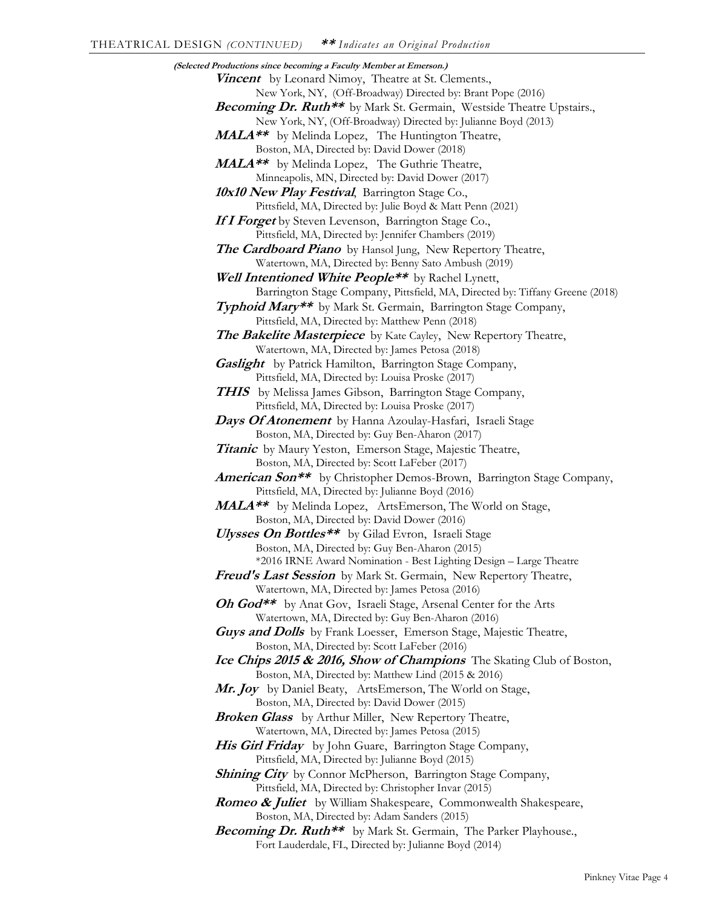## THEATRICAL DESIGN *(CONTINUED)* ***\*\* Indicates an Original Production***

***(Selected Productions since becoming a Faculty Member at Emerson.)***

***Vincent*** by Leonard Nimoy, Theatre at St. Clements., New York, NY, (Off-Broadway) Directed by: Brant Pope (2016)

***Becoming Dr. Ruth\*\**** by Mark St. Germain, Westside Theatre Upstairs., New York, NY, (Off-Broadway) Directed by: Julianne Boyd (2013)

***MALA\*\**** by Melinda Lopez, The Huntington Theatre, Boston, MA, Directed by: David Dower (2018)

***MALA\*\**** by Melinda Lopez, The Guthrie Theatre, Minneapolis, MN, Directed by: David Dower (2017)

***10x10 New Play Festival***, Barrington Stage Co., Pittsfield, MA, Directed by: Julie Boyd & Matt Penn (2021)

***If I Forget*** by Steven Levenson, Barrington Stage Co., Pittsfield, MA, Directed by: Jennifer Chambers (2019)

***The Cardboard Piano*** by Hansol Jung, New Repertory Theatre, Watertown, MA, Directed by: Benny Sato Ambush (2019)

***Well Intentioned White People\*\**** by Rachel Lynett, Barrington Stage Company, Pittsfield, MA, Directed by: Tiffany Greene (2018)

***Typhoid Mary\*\**** by Mark St. Germain, Barrington Stage Company, Pittsfield, MA, Directed by: Matthew Penn (2018)

***The Bakelite Masterpiece*** by Kate Cayley, New Repertory Theatre, Watertown, MA, Directed by: James Petosa (2018)

***Gaslight*** by Patrick Hamilton, Barrington Stage Company, Pittsfield, MA, Directed by: Louisa Proske (2017)

***THIS*** by Melissa James Gibson, Barrington Stage Company, Pittsfield, MA, Directed by: Louisa Proske (2017)

***Days Of Atonement*** by Hanna Azoulay-Hasfari, Israeli Stage Boston, MA, Directed by: Guy Ben-Aharon (2017)

***Titanic*** by Maury Yeston, Emerson Stage, Majestic Theatre, Boston, MA, Directed by: Scott LaFeber (2017)

***American Son\*\**** by Christopher Demos-Brown, Barrington Stage Company, Pittsfield, MA, Directed by: Julianne Boyd (2016)

***MALA\*\**** by Melinda Lopez, ArtsEmerson, The World on Stage, Boston, MA, Directed by: David Dower (2016)

***Ulysses On Bottles\*\**** by Gilad Evron, Israeli Stage Boston, MA, Directed by: Guy Ben-Aharon (2015)
\*2016 IRNE Award Nomination - Best Lighting Design – Large Theatre

***Freud's Last Session*** by Mark St. Germain, New Repertory Theatre, Watertown, MA, Directed by: James Petosa (2016)

***Oh God\*\**** by Anat Gov, Israeli Stage, Arsenal Center for the Arts Watertown, MA, Directed by: Guy Ben-Aharon (2016)

***Guys and Dolls*** by Frank Loesser, Emerson Stage, Majestic Theatre, Boston, MA, Directed by: Scott LaFeber (2016)

***Ice Chips 2015 & 2016, Show of Champions*** The Skating Club of Boston, Boston, MA, Directed by: Matthew Lind (2015 & 2016)

***Mr. Joy*** by Daniel Beaty, ArtsEmerson, The World on Stage, Boston, MA, Directed by: David Dower (2015)

***Broken Glass*** by Arthur Miller, New Repertory Theatre, Watertown, MA, Directed by: James Petosa (2015)

***His Girl Friday*** by John Guare, Barrington Stage Company, Pittsfield, MA, Directed by: Julianne Boyd (2015)

***Shining City*** by Connor McPherson, Barrington Stage Company, Pittsfield, MA, Directed by: Christopher Invar (2015)

***Romeo & Juliet*** by William Shakespeare, Commonwealth Shakespeare, Boston, MA, Directed by: Adam Sanders (2015)

***Becoming Dr. Ruth\*\**** by Mark St. Germain, The Parker Playhouse., Fort Lauderdale, FL, Directed by: Julianne Boyd (2014)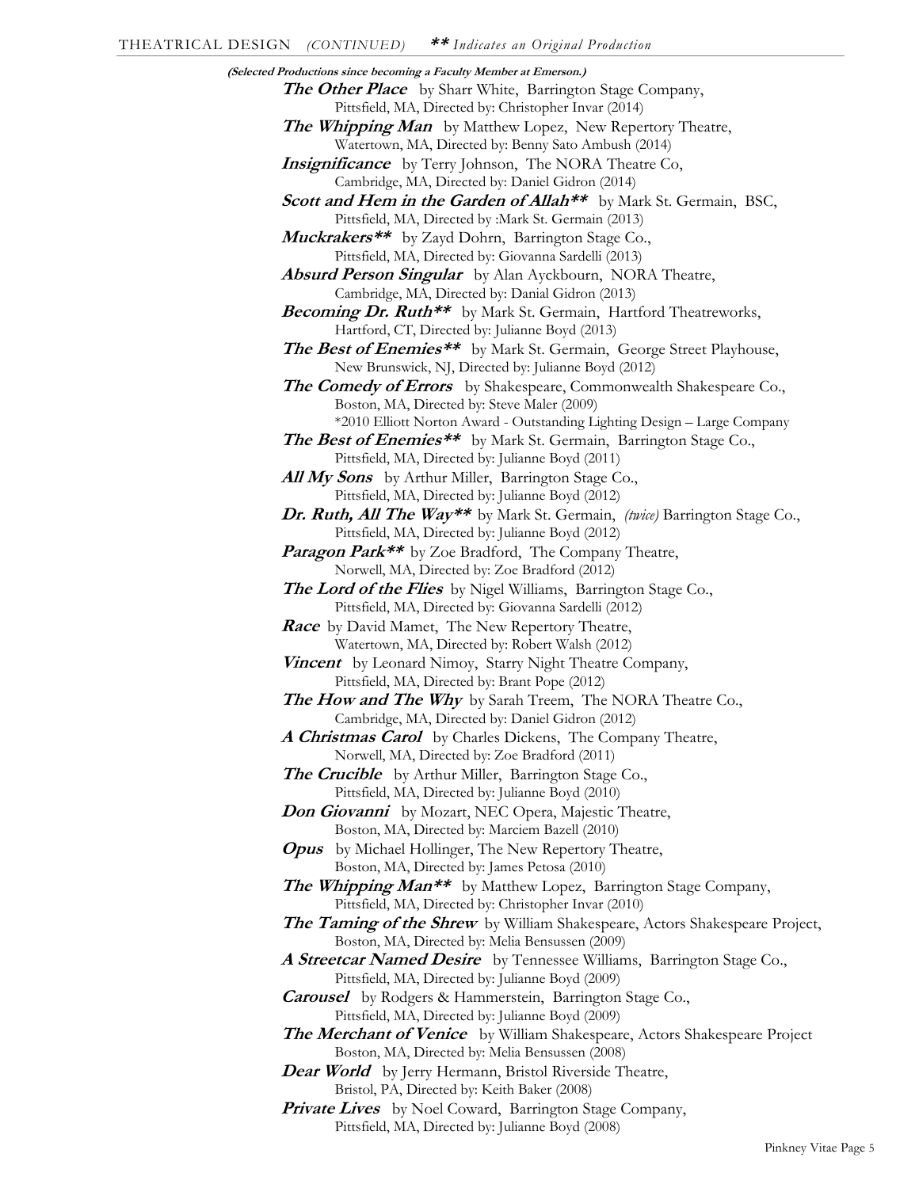THEATRICAL DESIGN *(CONTINUED)* ***\*\* Indicates an Original Production***

***(Selected Productions since becoming a Faculty Member at Emerson.)***

***The Other Place*** by Sharr White, Barrington Stage Company,
Pittsfield, MA, Directed by: Christopher Invar (2014)

***The Whipping Man*** by Matthew Lopez, New Repertory Theatre,
Watertown, MA, Directed by: Benny Sato Ambush (2014)

***Insignificance*** by Terry Johnson, The NORA Theatre Co,
Cambridge, MA, Directed by: Daniel Gidron (2014)

***Scott and Hem in the Garden of Allah\*\**** by Mark St. Germain, BSC,
Pittsfield, MA, Directed by :Mark St. Germain (2013)

***Muckrakers\*\**** by Zayd Dohrn, Barrington Stage Co.,
Pittsfield, MA, Directed by: Giovanna Sardelli (2013)

***Absurd Person Singular*** by Alan Ayckbourn, NORA Theatre,
Cambridge, MA, Directed by: Danial Gidron (2013)

***Becoming Dr. Ruth\*\**** by Mark St. Germain, Hartford Theatreworks,
Hartford, CT, Directed by: Julianne Boyd (2013)

***The Best of Enemies\*\**** by Mark St. Germain, George Street Playhouse,
New Brunswick, NJ, Directed by: Julianne Boyd (2012)

***The Comedy of Errors*** by Shakespeare, Commonwealth Shakespeare Co.,
Boston, MA, Directed by: Steve Maler (2009)
\*2010 Elliott Norton Award - Outstanding Lighting Design – Large Company

***The Best of Enemies\*\**** by Mark St. Germain, Barrington Stage Co.,
Pittsfield, MA, Directed by: Julianne Boyd (2011)

***All My Sons*** by Arthur Miller, Barrington Stage Co.,
Pittsfield, MA, Directed by: Julianne Boyd (2012)

***Dr. Ruth, All The Way\*\**** by Mark St. Germain, *(twice)* Barrington Stage Co.,
Pittsfield, MA, Directed by: Julianne Boyd (2012)

***Paragon Park\*\**** by Zoe Bradford, The Company Theatre,
Norwell, MA, Directed by: Zoe Bradford (2012)

***The Lord of the Flies*** by Nigel Williams, Barrington Stage Co.,
Pittsfield, MA, Directed by: Giovanna Sardelli (2012)

***Race*** by David Mamet, The New Repertory Theatre,
Watertown, MA, Directed by: Robert Walsh (2012)

***Vincent*** by Leonard Nimoy, Starry Night Theatre Company,
Pittsfield, MA, Directed by: Brant Pope (2012)

***The How and The Why*** by Sarah Treem, The NORA Theatre Co.,
Cambridge, MA, Directed by: Daniel Gidron (2012)

***A Christmas Carol*** by Charles Dickens, The Company Theatre,
Norwell, MA, Directed by: Zoe Bradford (2011)

***The Crucible*** by Arthur Miller, Barrington Stage Co.,
Pittsfield, MA, Directed by: Julianne Boyd (2010)

***Don Giovanni*** by Mozart, NEC Opera, Majestic Theatre,
Boston, MA, Directed by: Marciem Bazell (2010)

***Opus*** by Michael Hollinger, The New Repertory Theatre,
Boston, MA, Directed by: James Petosa (2010)

***The Whipping Man\*\**** by Matthew Lopez, Barrington Stage Company,
Pittsfield, MA, Directed by: Christopher Invar (2010)

***The Taming of the Shrew*** by William Shakespeare, Actors Shakespeare Project,
Boston, MA, Directed by: Melia Bensussen (2009)

***A Streetcar Named Desire*** by Tennessee Williams, Barrington Stage Co.,
Pittsfield, MA, Directed by: Julianne Boyd (2009)

***Carousel*** by Rodgers & Hammerstein, Barrington Stage Co.,
Pittsfield, MA, Directed by: Julianne Boyd (2009)

***The Merchant of Venice*** by William Shakespeare, Actors Shakespeare Project
Boston, MA, Directed by: Melia Bensussen (2008)

***Dear World*** by Jerry Hermann, Bristol Riverside Theatre,
Bristol, PA, Directed by: Keith Baker (2008)

***Private Lives*** by Noel Coward, Barrington Stage Company,
Pittsfield, MA, Directed by: Julianne Boyd (2008)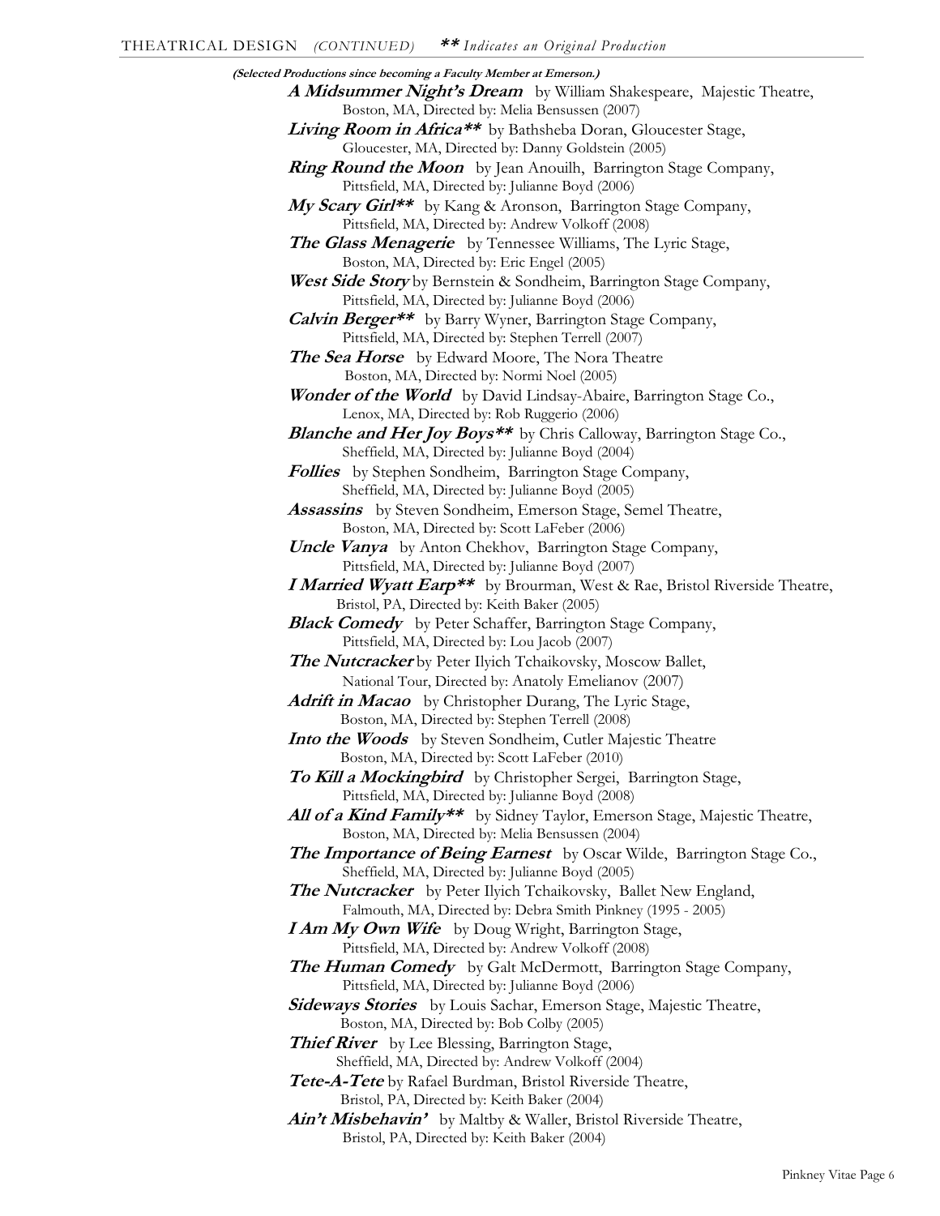## THEATRICAL DESIGN *(CONTINUED)* ***\*\* Indicates an Original Production***

**(Selected Productions since becoming a Faculty Member at Emerson.)**

***A Midsummer Night's Dream*** by William Shakespeare, Majestic Theatre, Boston, MA, Directed by: Melia Bensussen (2007)

***Living Room in Africa\*\**** by Bathsheba Doran, Gloucester Stage, Gloucester, MA, Directed by: Danny Goldstein (2005)

***Ring Round the Moon*** by Jean Anouilh, Barrington Stage Company, Pittsfield, MA, Directed by: Julianne Boyd (2006)

***My Scary Girl\*\**** by Kang & Aronson, Barrington Stage Company, Pittsfield, MA, Directed by: Andrew Volkoff (2008)

***The Glass Menagerie*** by Tennessee Williams, The Lyric Stage, Boston, MA, Directed by: Eric Engel (2005)

***West Side Story*** by Bernstein & Sondheim, Barrington Stage Company, Pittsfield, MA, Directed by: Julianne Boyd (2006)

***Calvin Berger\*\**** by Barry Wyner, Barrington Stage Company, Pittsfield, MA, Directed by: Stephen Terrell (2007)

***The Sea Horse*** by Edward Moore, The Nora Theatre Boston, MA, Directed by: Normi Noel (2005)

***Wonder of the World*** by David Lindsay-Abaire, Barrington Stage Co., Lenox, MA, Directed by: Rob Ruggerio (2006)

***Blanche and Her Joy Boys\*\**** by Chris Calloway, Barrington Stage Co., Sheffield, MA, Directed by: Julianne Boyd (2004)

***Follies*** by Stephen Sondheim, Barrington Stage Company, Sheffield, MA, Directed by: Julianne Boyd (2005)

***Assassins*** by Steven Sondheim, Emerson Stage, Semel Theatre, Boston, MA, Directed by: Scott LaFeber (2006)

***Uncle Vanya*** by Anton Chekhov, Barrington Stage Company, Pittsfield, MA, Directed by: Julianne Boyd (2007)

***I Married Wyatt Earp\*\**** by Brourman, West & Rae, Bristol Riverside Theatre, Bristol, PA, Directed by: Keith Baker (2005)

***Black Comedy*** by Peter Schaffer, Barrington Stage Company, Pittsfield, MA, Directed by: Lou Jacob (2007)

***The Nutcracker*** by Peter Ilyich Tchaikovsky, Moscow Ballet, National Tour, Directed by: Anatoly Emelianov (2007)

***Adrift in Macao*** by Christopher Durang, The Lyric Stage, Boston, MA, Directed by: Stephen Terrell (2008)

***Into the Woods*** by Steven Sondheim, Cutler Majestic Theatre Boston, MA, Directed by: Scott LaFeber (2010)

***To Kill a Mockingbird*** by Christopher Sergei, Barrington Stage, Pittsfield, MA, Directed by: Julianne Boyd (2008)

***All of a Kind Family\*\**** by Sidney Taylor, Emerson Stage, Majestic Theatre, Boston, MA, Directed by: Melia Bensussen (2004)

***The Importance of Being Earnest*** by Oscar Wilde, Barrington Stage Co., Sheffield, MA, Directed by: Julianne Boyd (2005)

***The Nutcracker*** by Peter Ilyich Tchaikovsky, Ballet New England, Falmouth, MA, Directed by: Debra Smith Pinkney (1995 - 2005)

***I Am My Own Wife*** by Doug Wright, Barrington Stage, Pittsfield, MA, Directed by: Andrew Volkoff (2008)

***The Human Comedy*** by Galt McDermott, Barrington Stage Company, Pittsfield, MA, Directed by: Julianne Boyd (2006)

***Sideways Stories*** by Louis Sachar, Emerson Stage, Majestic Theatre, Boston, MA, Directed by: Bob Colby (2005)

***Thief River*** by Lee Blessing, Barrington Stage, Sheffield, MA, Directed by: Andrew Volkoff (2004)

***Tete-A-Tete*** by Rafael Burdman, Bristol Riverside Theatre, Bristol, PA, Directed by: Keith Baker (2004)

***Ain't Misbehavin'*** by Maltby & Waller, Bristol Riverside Theatre, Bristol, PA, Directed by: Keith Baker (2004)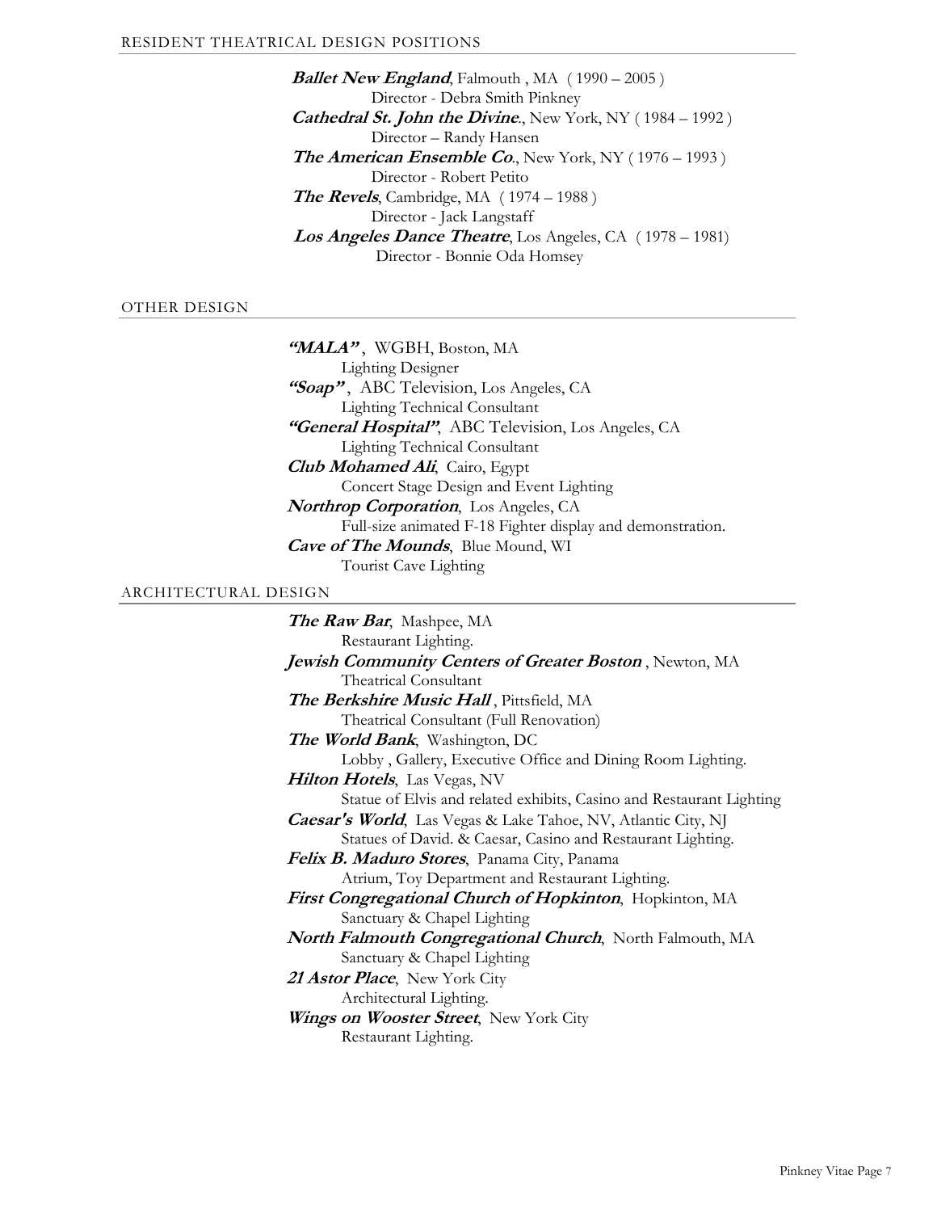## RESIDENT THEATRICAL DESIGN POSITIONS

***Ballet New England***, Falmouth , MA ( 1990 – 2005 )
Director - Debra Smith Pinkney

***Cathedral St. John the Divine.***, New York, NY ( 1984 – 1992 )
Director – Randy Hansen

***The American Ensemble Co.***, New York, NY ( 1976 – 1993 )
Director - Robert Petito

***The Revels***, Cambridge, MA ( 1974 – 1988 )
Director - Jack Langstaff

***Los Angeles Dance Theatre***, Los Angeles, CA ( 1978 – 1981)
Director - Bonnie Oda Homsey

## OTHER DESIGN

***"MALA"*** , WGBH, Boston, MA
Lighting Designer

***"Soap"*** , ABC Television, Los Angeles, CA
Lighting Technical Consultant

***"General Hospital"***, ABC Television, Los Angeles, CA
Lighting Technical Consultant

***Club Mohamed Ali***, Cairo, Egypt
Concert Stage Design and Event Lighting

***Northrop Corporation***, Los Angeles, CA
Full-size animated F-18 Fighter display and demonstration.

***Cave of The Mounds***, Blue Mound, WI
Tourist Cave Lighting

## ARCHITECTURAL DESIGN

***The Raw Bar***, Mashpee, MA
Restaurant Lighting.

***Jewish Community Centers of Greater Boston*** , Newton, MA
Theatrical Consultant

***The Berkshire Music Hall*** , Pittsfield, MA
Theatrical Consultant (Full Renovation)

***The World Bank***, Washington, DC
Lobby , Gallery, Executive Office and Dining Room Lighting.

***Hilton Hotels***, Las Vegas, NV
Statue of Elvis and related exhibits, Casino and Restaurant Lighting

***Caesar's World***, Las Vegas & Lake Tahoe, NV, Atlantic City, NJ
Statues of David. & Caesar, Casino and Restaurant Lighting.

***Felix B. Maduro Stores***, Panama City, Panama
Atrium, Toy Department and Restaurant Lighting.

***First Congregational Church of Hopkinton***, Hopkinton, MA
Sanctuary & Chapel Lighting

***North Falmouth Congregational Church***, North Falmouth, MA
Sanctuary & Chapel Lighting

***21 Astor Place***, New York City
Architectural Lighting.

***Wings on Wooster Street***, New York City
Restaurant Lighting.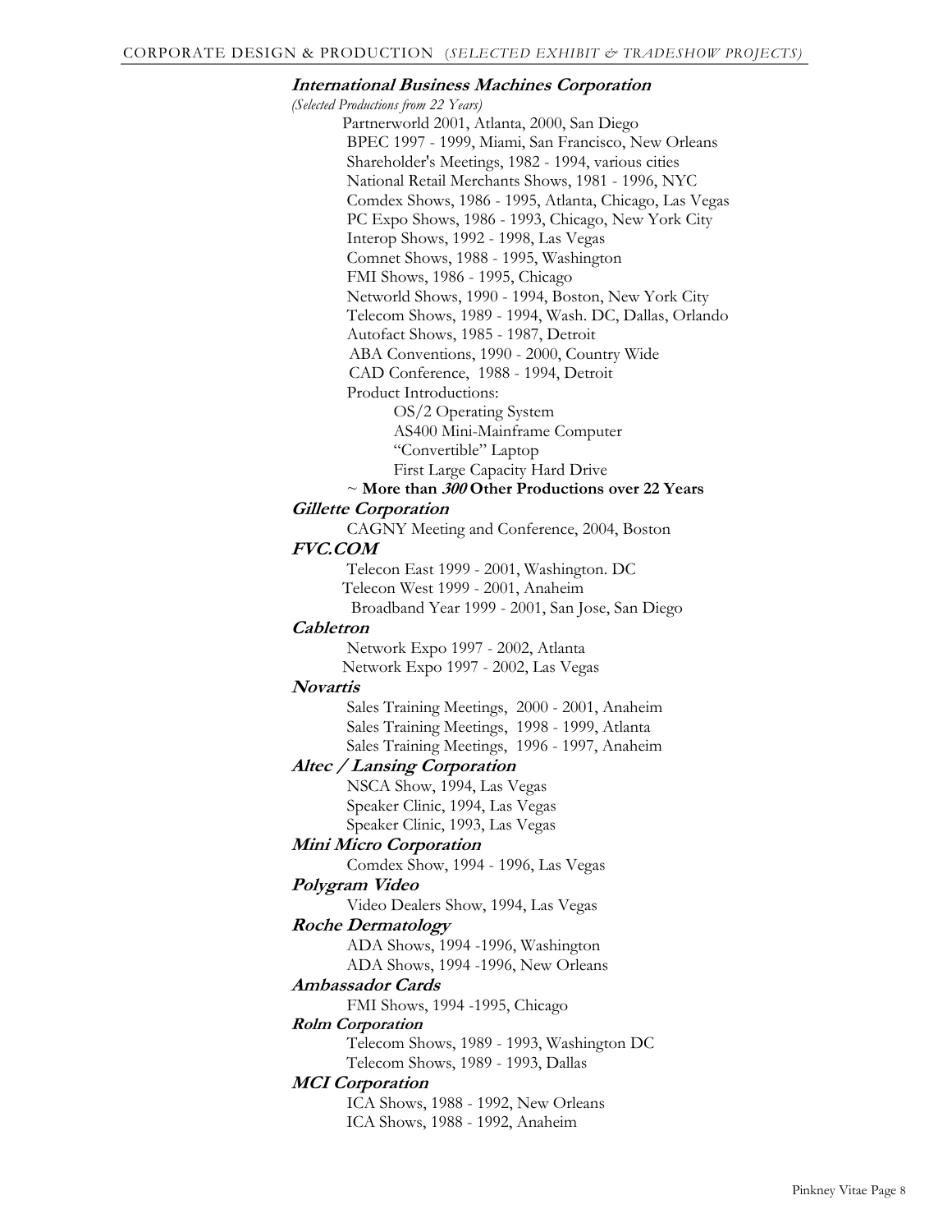CORPORATE DESIGN & PRODUCTION *(SELECTED EXHIBIT & TRADESHOW PROJECTS)*

***International Business Machines Corporation***

*(Selected Productions from 22 Years)*

- Partnerworld 2001, Atlanta, 2000, San Diego
- BPEC 1997 - 1999, Miami, San Francisco, New Orleans
- Shareholder's Meetings, 1982 - 1994, various cities
- National Retail Merchants Shows, 1981 - 1996, NYC
- Comdex Shows, 1986 - 1995, Atlanta, Chicago, Las Vegas
- PC Expo Shows, 1986 - 1993, Chicago, New York City
- Interop Shows, 1992 - 1998, Las Vegas
- Comnet Shows, 1988 - 1995, Washington
- FMI Shows, 1986 - 1995, Chicago
- Networld Shows, 1990 - 1994, Boston, New York City
- Telecom Shows, 1989 - 1994, Wash. DC, Dallas, Orlando
- Autofact Shows, 1985 - 1987, Detroit
- ABA Conventions, 1990 - 2000, Country Wide
- CAD Conference, 1988 - 1994, Detroit
- Product Introductions:
  - OS/2 Operating System
  - AS400 Mini-Mainframe Computer
  - "Convertible" Laptop
  - First Large Capacity Hard Drive

~ **More than *300* Other Productions over 22 Years**

***Gillette Corporation***

- CAGNY Meeting and Conference, 2004, Boston

***FVC.COM***

- Telecon East 1999 - 2001, Washington. DC
- Telecon West 1999 - 2001, Anaheim
- Broadband Year 1999 - 2001, San Jose, San Diego

***Cabletron***

- Network Expo 1997 - 2002, Atlanta
- Network Expo 1997 - 2002, Las Vegas

***Novartis***

- Sales Training Meetings, 2000 - 2001, Anaheim
- Sales Training Meetings, 1998 - 1999, Atlanta
- Sales Training Meetings, 1996 - 1997, Anaheim

***Altec / Lansing Corporation***

- NSCA Show, 1994, Las Vegas
- Speaker Clinic, 1994, Las Vegas
- Speaker Clinic, 1993, Las Vegas

***Mini Micro Corporation***

- Comdex Show, 1994 - 1996, Las Vegas

***Polygram Video***

- Video Dealers Show, 1994, Las Vegas

***Roche Dermatology***

- ADA Shows, 1994 -1996, Washington
- ADA Shows, 1994 -1996, New Orleans

***Ambassador Cards***

- FMI Shows, 1994 -1995, Chicago

***Rolm Corporation***

- Telecom Shows, 1989 - 1993, Washington DC
- Telecom Shows, 1989 - 1993, Dallas

***MCI Corporation***

- ICA Shows, 1988 - 1992, New Orleans
- ICA Shows, 1988 - 1992, Anaheim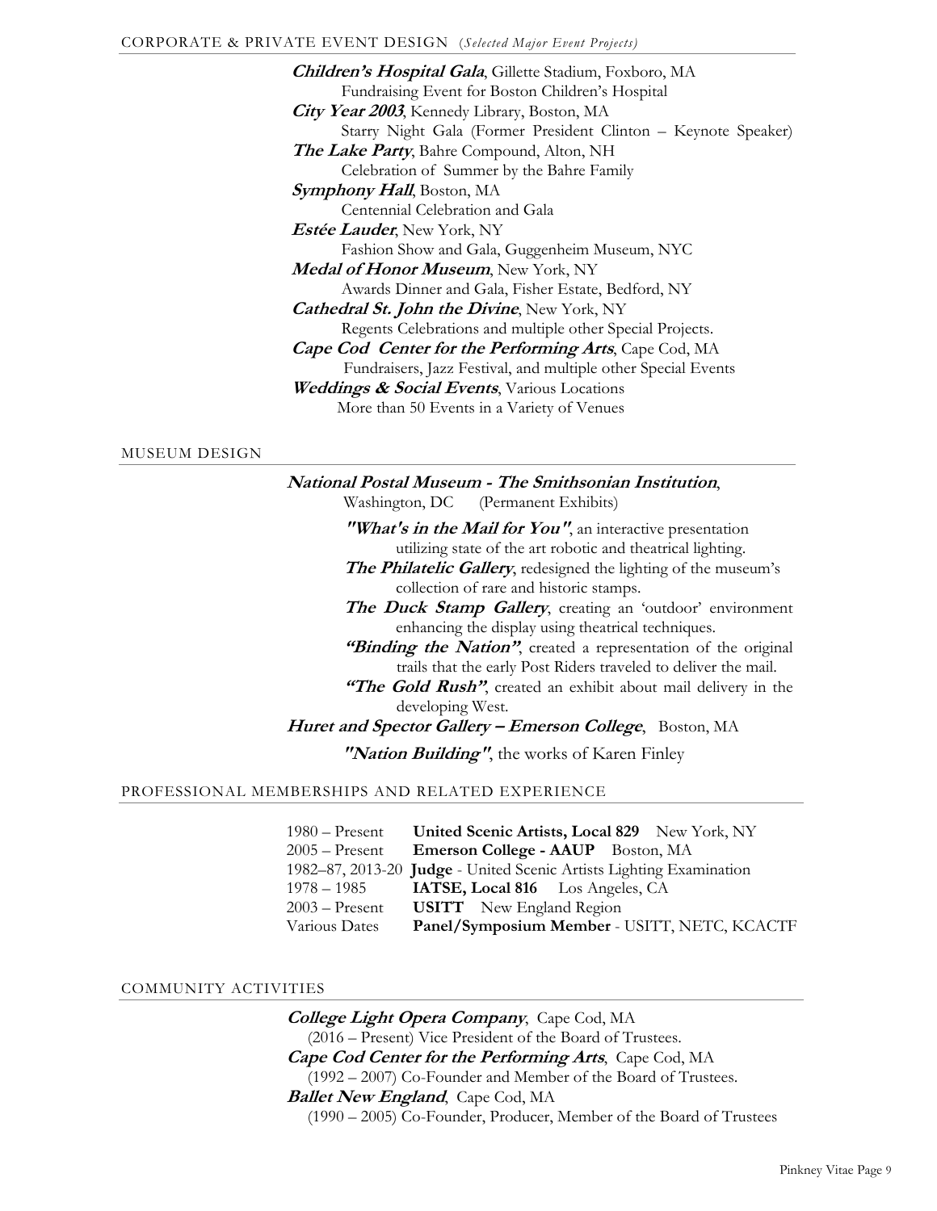## CORPORATE & PRIVATE EVENT DESIGN (*Selected Major Event Projects*)

***Children's Hospital Gala***, Gillette Stadium, Foxboro, MA
Fundraising Event for Boston Children's Hospital

***City Year 2003***, Kennedy Library, Boston, MA
Starry Night Gala (Former President Clinton – Keynote Speaker)

***The Lake Party***, Bahre Compound, Alton, NH
Celebration of Summer by the Bahre Family

***Symphony Hall***, Boston, MA
Centennial Celebration and Gala

***Estée Lauder***, New York, NY
Fashion Show and Gala, Guggenheim Museum, NYC

***Medal of Honor Museum***, New York, NY
Awards Dinner and Gala, Fisher Estate, Bedford, NY

***Cathedral St. John the Divine***, New York, NY
Regents Celebrations and multiple other Special Projects.

***Cape Cod Center for the Performing Arts***, Cape Cod, MA
Fundraisers, Jazz Festival, and multiple other Special Events

***Weddings & Social Events***, Various Locations
More than 50 Events in a Variety of Venues

## MUSEUM DESIGN

***National Postal Museum - The Smithsonian Institution***,
Washington, DC (Permanent Exhibits)

***"What's in the Mail for You"***, an interactive presentation utilizing state of the art robotic and theatrical lighting.

***The Philatelic Gallery***, redesigned the lighting of the museum's collection of rare and historic stamps.

***The Duck Stamp Gallery***, creating an 'outdoor' environment enhancing the display using theatrical techniques.

***"Binding the Nation"***, created a representation of the original trails that the early Post Riders traveled to deliver the mail.

***"The Gold Rush"***, created an exhibit about mail delivery in the developing West.

***Huret and Spector Gallery – Emerson College***, Boston, MA

***"Nation Building"***, the works of Karen Finley

## PROFESSIONAL MEMBERSHIPS AND RELATED EXPERIENCE

| | |
|---|---|
| 1980 – Present | **United Scenic Artists, Local 829** New York, NY |
| 2005 – Present | **Emerson College - AAUP** Boston, MA |
| 1982–87, 2013-20 | **Judge** - United Scenic Artists Lighting Examination |
| 1978 – 1985 | **IATSE, Local 816** Los Angeles, CA |
| 2003 – Present | **USITT** New England Region |
| Various Dates | **Panel/Symposium Member** - USITT, NETC, KCACTF |

## COMMUNITY ACTIVITIES

***College Light Opera Company***, Cape Cod, MA
(2016 – Present) Vice President of the Board of Trustees.

***Cape Cod Center for the Performing Arts***, Cape Cod, MA
(1992 – 2007) Co-Founder and Member of the Board of Trustees.

***Ballet New England***, Cape Cod, MA
(1990 – 2005) Co-Founder, Producer, Member of the Board of Trustees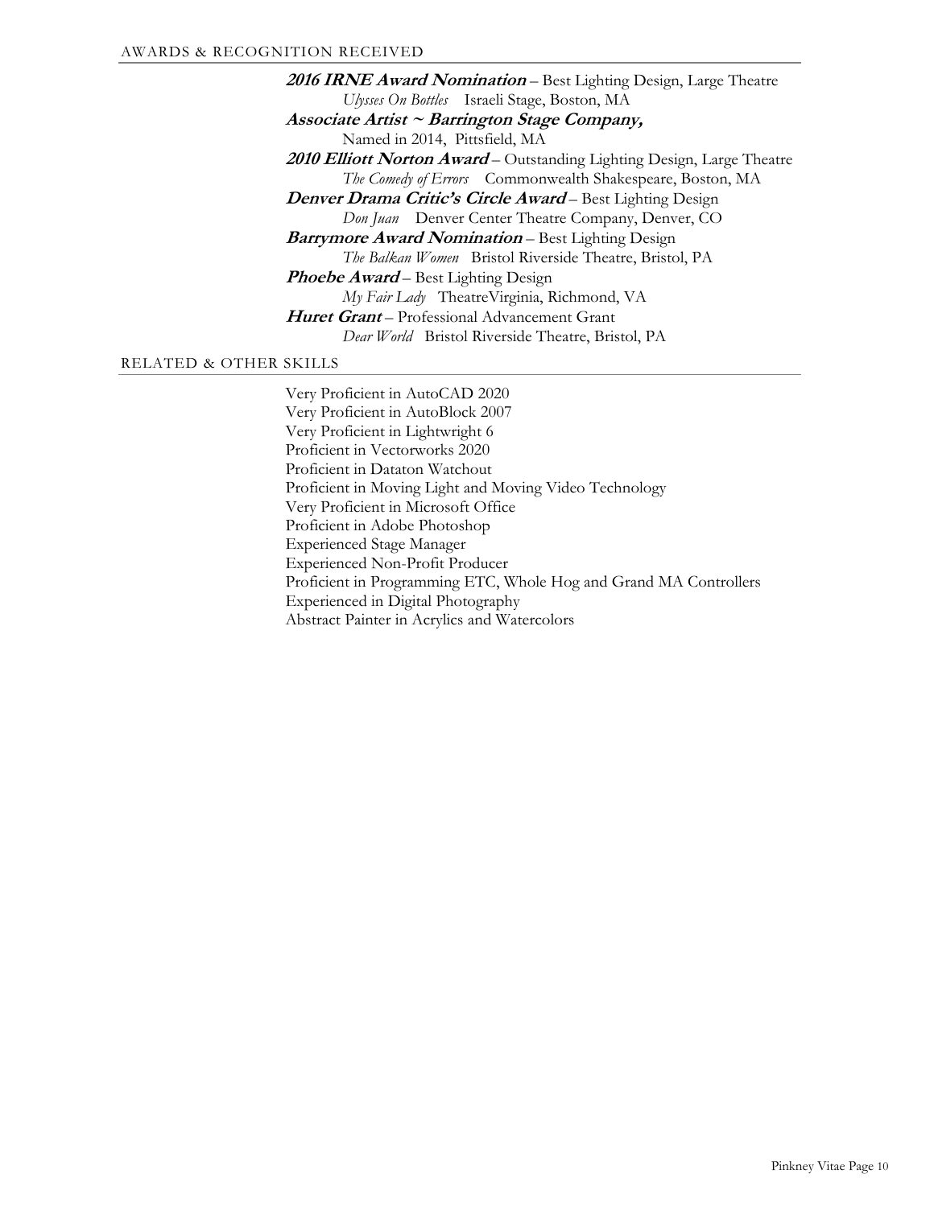## AWARDS & RECOGNITION RECEIVED

***2016 IRNE Award Nomination*** – Best Lighting Design, Large Theatre
*Ulysses On Bottles* Israeli Stage, Boston, MA

***Associate Artist ~ Barrington Stage Company,***
Named in 2014, Pittsfield, MA

***2010 Elliott Norton Award*** – Outstanding Lighting Design, Large Theatre
*The Comedy of Errors* Commonwealth Shakespeare, Boston, MA

***Denver Drama Critic's Circle Award*** – Best Lighting Design
*Don Juan* Denver Center Theatre Company, Denver, CO

***Barrymore Award Nomination*** – Best Lighting Design
*The Balkan Women* Bristol Riverside Theatre, Bristol, PA

***Phoebe Award*** – Best Lighting Design
*My Fair Lady* TheatreVirginia, Richmond, VA

***Huret Grant*** – Professional Advancement Grant
*Dear World* Bristol Riverside Theatre, Bristol, PA

## RELATED & OTHER SKILLS

Very Proficient in AutoCAD 2020
Very Proficient in AutoBlock 2007
Very Proficient in Lightwright 6
Proficient in Vectorworks 2020
Proficient in Dataton Watchout
Proficient in Moving Light and Moving Video Technology
Very Proficient in Microsoft Office
Proficient in Adobe Photoshop
Experienced Stage Manager
Experienced Non-Profit Producer
Proficient in Programming ETC, Whole Hog and Grand MA Controllers
Experienced in Digital Photography
Abstract Painter in Acrylics and Watercolors